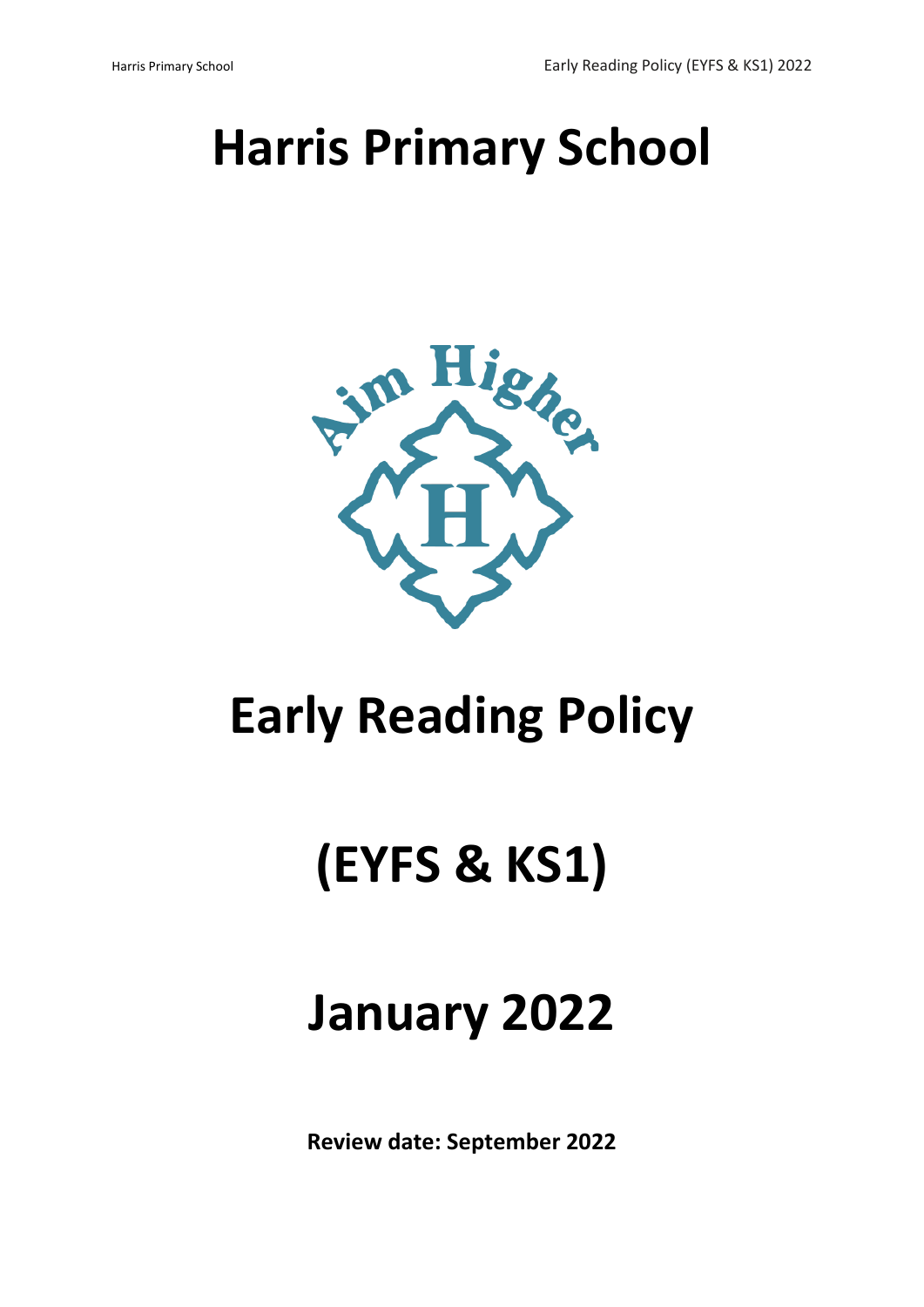# Harris Primary School

# Early Reading Policy

# (EYFS & KS1)

# January 2022

**Review date: September 2022**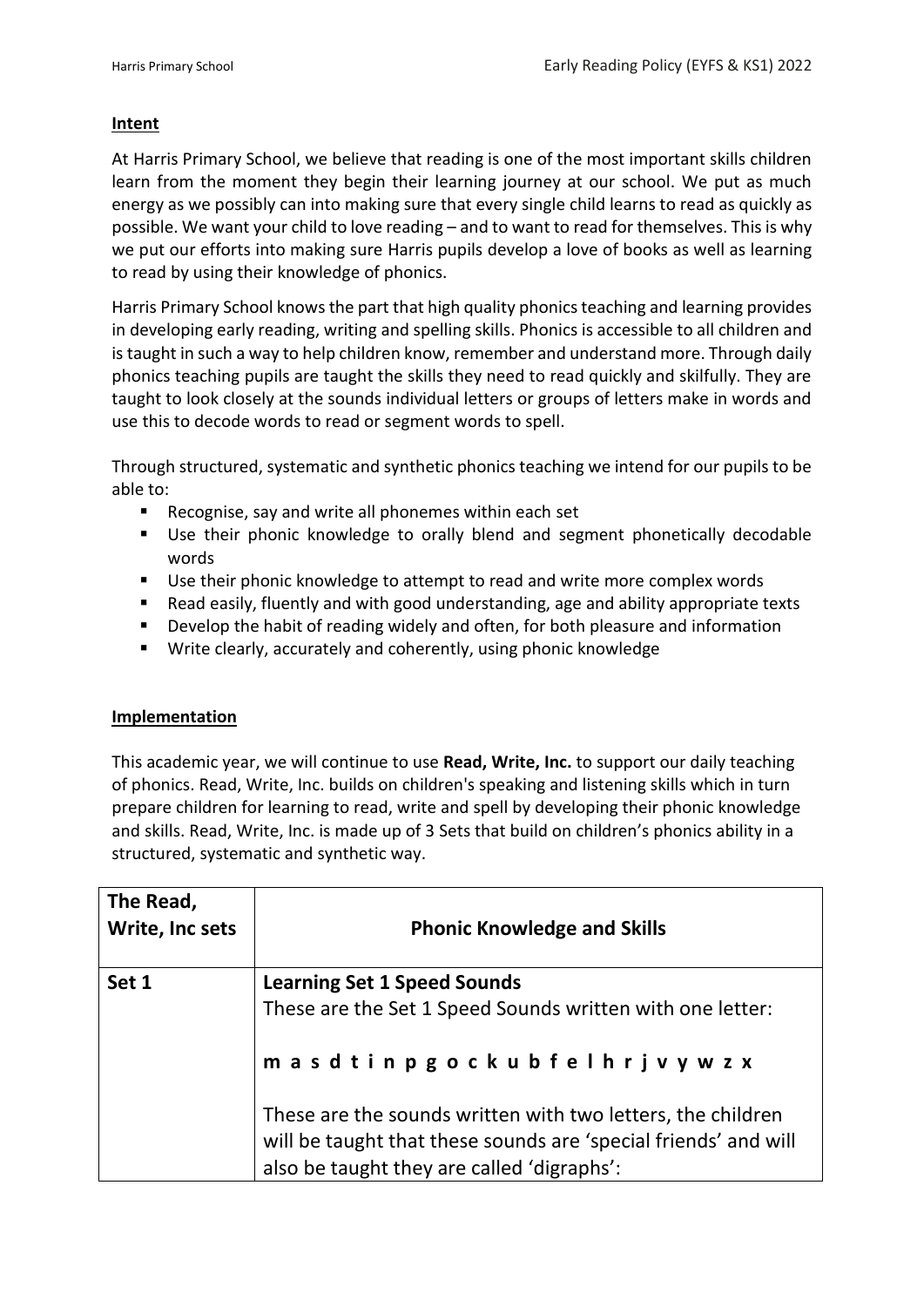**Intent**

At Harris Primary School, we believe that reading is one of the most important skills children learn from the moment they begin their learning journey at our school. We put as much energy as we possibly can into making sure that every single child learns to read as quickly as possible. We want your child to love reading – and to want to read for themselves. This is why we put our efforts into making sure Harris pupils develop a love of books as well as learning to read by using their knowledge of phonics.

Harris Primary School knows the part that high quality phonics teaching and learning provides in developing early reading, writing and spelling skills. Phonics is accessible to all children and is taught in such a way to help children know, remember and understand more. Through daily phonics teaching pupils are taught the skills they need to read quickly and skilfully. They are taught to look closely at the sounds individual letters or groups of letters make in words and use this to decode words to read or segment words to spell.

Through structured, systematic and synthetic phonics teaching we intend for our pupils to be able to:

- Recognise, say and write all phonemes within each set
- Use their phonic knowledge to orally blend and segment phonetically decodable words
- Use their phonic knowledge to attempt to read and write more complex words
- Read easily, fluently and with good understanding, age and ability appropriate texts
- Develop the habit of reading widely and often, for both pleasure and information
- Write clearly, accurately and coherently, using phonic knowledge

**Implementation**

This academic year, we will continue to use **Read, Write, Inc.** to support our daily teaching of phonics. Read, Write, Inc. builds on children's speaking and listening skills which in turn prepare children for learning to read, write and spell by developing their phonic knowledge and skills. Read, Write, Inc. is made up of 3 Sets that build on children's phonics ability in a structured, systematic and synthetic way.

| The Read, Write, Inc sets | Phonic Knowledge and Skills |
|---|---|
| Set 1 | **Learning Set 1 Speed Sounds**<br>These are the Set 1 Speed Sounds written with one letter:<br><br>**m a s d t i n p g o c k u b f e l h r j v y w z x**<br><br>These are the sounds written with two letters, the children will be taught that these sounds are 'special friends' and will also be taught they are called 'digraphs': |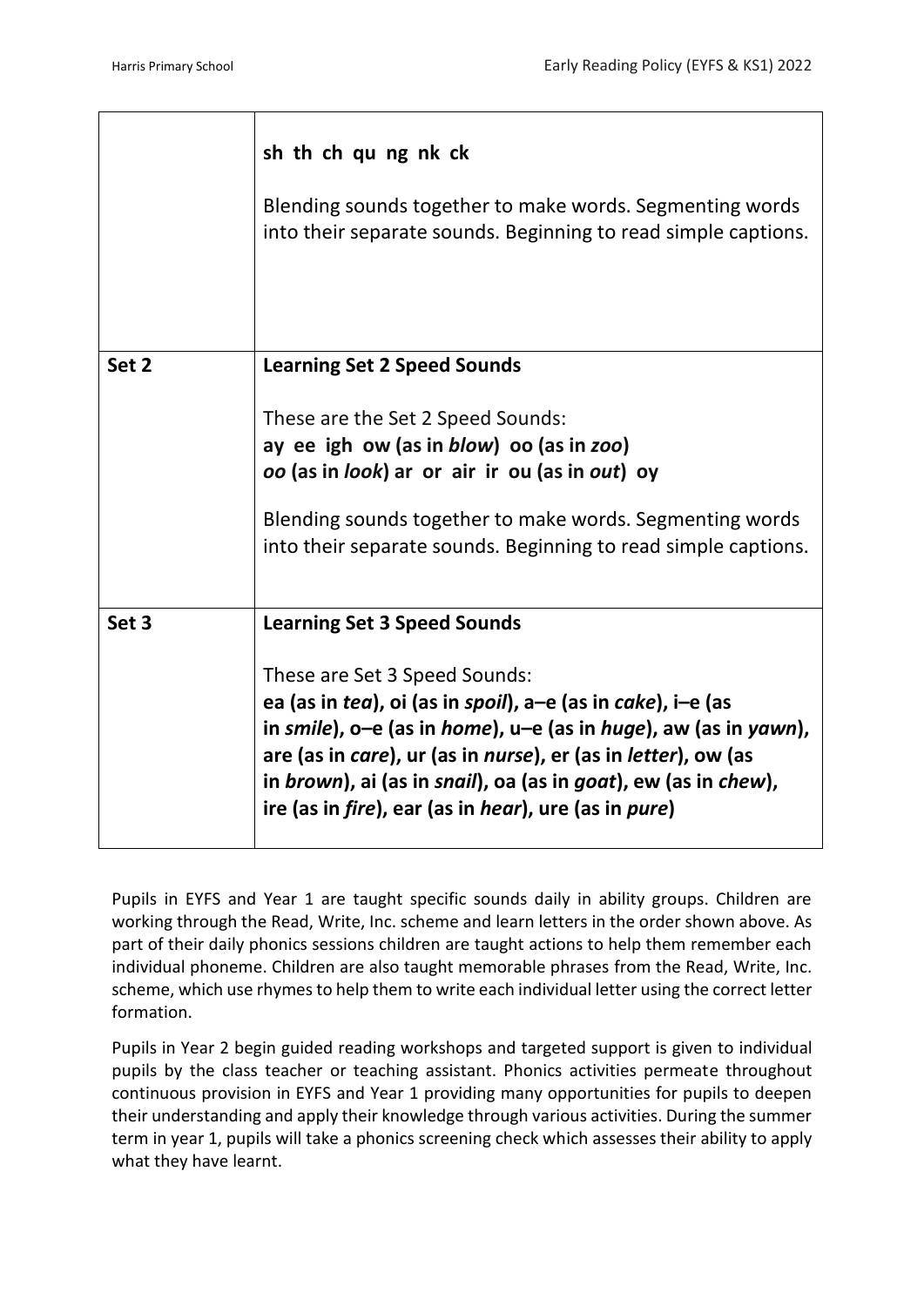| | |
|---|---|
| | **sh th ch qu ng nk ck**<br><br>Blending sounds together to make words. Segmenting words into their separate sounds. Beginning to read simple captions. |
| **Set 2** | **Learning Set 2 Speed Sounds**<br><br>These are the Set 2 Speed Sounds:<br>**ay ee igh ow (as in *blow*) oo (as in *zoo*)**<br>***oo* (as in *look*) ar or air ir ou (as in *out*) oy**<br><br>Blending sounds together to make words. Segmenting words into their separate sounds. Beginning to read simple captions. |
| **Set 3** | **Learning Set 3 Speed Sounds**<br><br>These are Set 3 Speed Sounds:<br>**ea (as in *tea*), oi (as in *spoil*), a–e (as in *cake*), i–e (as in *smile*), o–e (as in *home*), u–e (as in *huge*), aw (as in *yawn*), are (as in *care*), ur (as in *nurse*), er (as in *letter*), ow (as in *brown*), ai (as in *snail*), oa (as in *goat*), ew (as in *chew*), ire (as in *fire*), ear (as in *hear*), ure (as in *pure*)** |

Pupils in EYFS and Year 1 are taught specific sounds daily in ability groups. Children are working through the Read, Write, Inc. scheme and learn letters in the order shown above. As part of their daily phonics sessions children are taught actions to help them remember each individual phoneme. Children are also taught memorable phrases from the Read, Write, Inc. scheme, which use rhymes to help them to write each individual letter using the correct letter formation.

Pupils in Year 2 begin guided reading workshops and targeted support is given to individual pupils by the class teacher or teaching assistant. Phonics activities permeate throughout continuous provision in EYFS and Year 1 providing many opportunities for pupils to deepen their understanding and apply their knowledge through various activities. During the summer term in year 1, pupils will take a phonics screening check which assesses their ability to apply what they have learnt.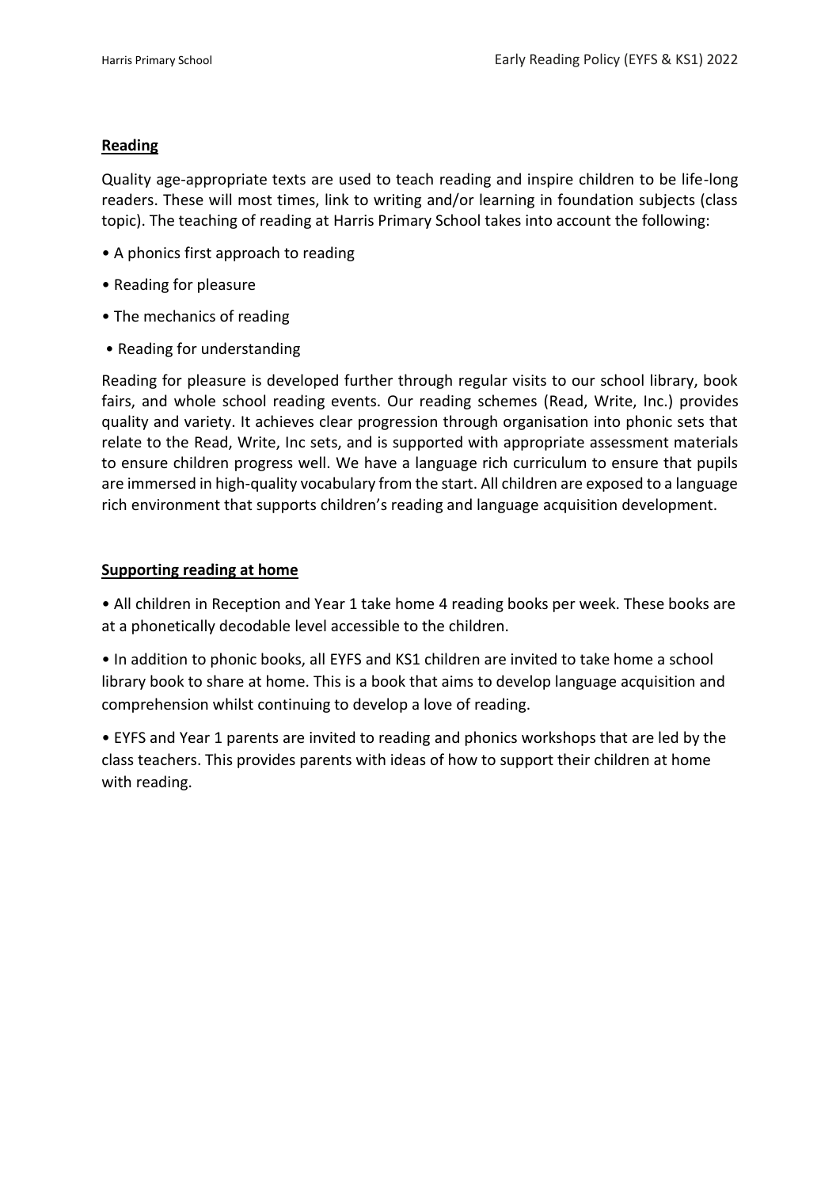## **Reading**

Quality age-appropriate texts are used to teach reading and inspire children to be life-long readers. These will most times, link to writing and/or learning in foundation subjects (class topic). The teaching of reading at Harris Primary School takes into account the following:

- A phonics first approach to reading
- Reading for pleasure
- The mechanics of reading
- Reading for understanding

Reading for pleasure is developed further through regular visits to our school library, book fairs, and whole school reading events. Our reading schemes (Read, Write, Inc.) provides quality and variety. It achieves clear progression through organisation into phonic sets that relate to the Read, Write, Inc sets, and is supported with appropriate assessment materials to ensure children progress well. We have a language rich curriculum to ensure that pupils are immersed in high-quality vocabulary from the start. All children are exposed to a language rich environment that supports children's reading and language acquisition development.

## **Supporting reading at home**

- All children in Reception and Year 1 take home 4 reading books per week. These books are at a phonetically decodable level accessible to the children.
- In addition to phonic books, all EYFS and KS1 children are invited to take home a school library book to share at home. This is a book that aims to develop language acquisition and comprehension whilst continuing to develop a love of reading.
- EYFS and Year 1 parents are invited to reading and phonics workshops that are led by the class teachers. This provides parents with ideas of how to support their children at home with reading.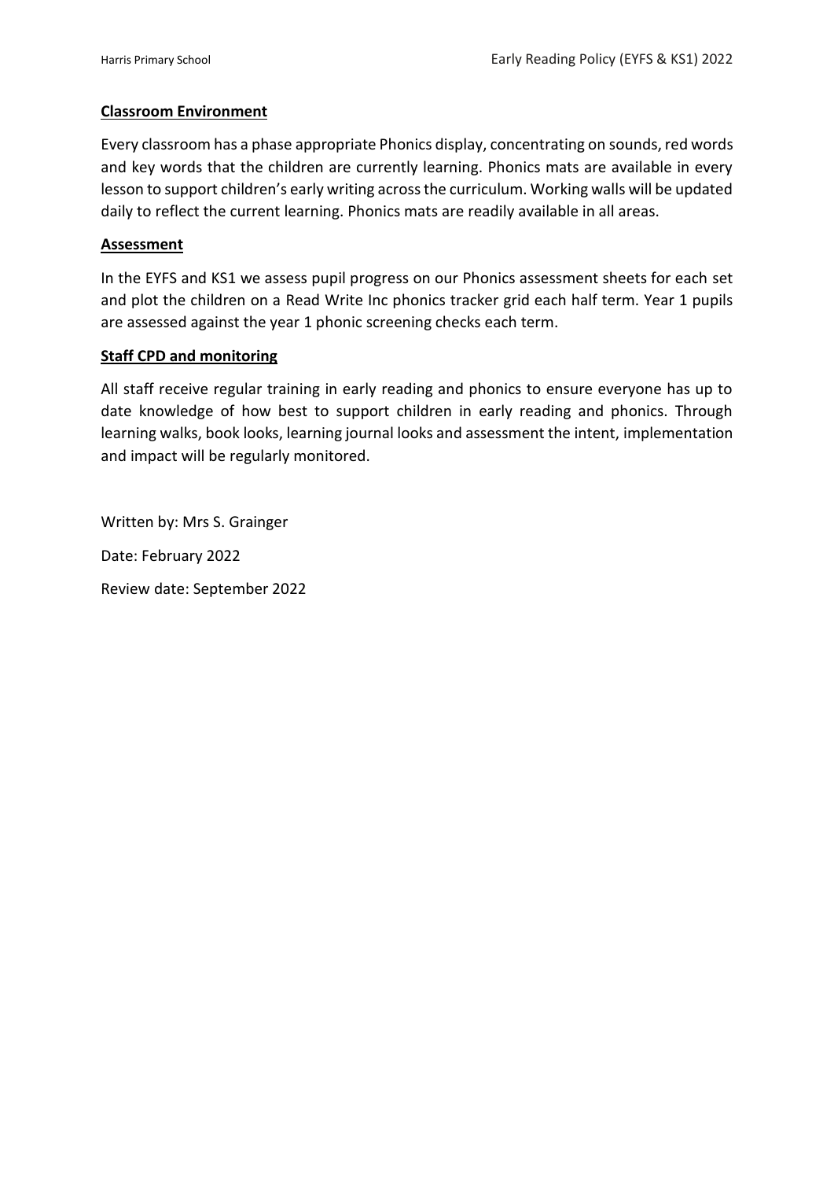**Classroom Environment**

Every classroom has a phase appropriate Phonics display, concentrating on sounds, red words and key words that the children are currently learning. Phonics mats are available in every lesson to support children's early writing across the curriculum. Working walls will be updated daily to reflect the current learning. Phonics mats are readily available in all areas.

**Assessment**

In the EYFS and KS1 we assess pupil progress on our Phonics assessment sheets for each set and plot the children on a Read Write Inc phonics tracker grid each half term. Year 1 pupils are assessed against the year 1 phonic screening checks each term.

**Staff CPD and monitoring**

All staff receive regular training in early reading and phonics to ensure everyone has up to date knowledge of how best to support children in early reading and phonics. Through learning walks, book looks, learning journal looks and assessment the intent, implementation and impact will be regularly monitored.

Written by: Mrs S. Grainger

Date: February 2022

Review date: September 2022